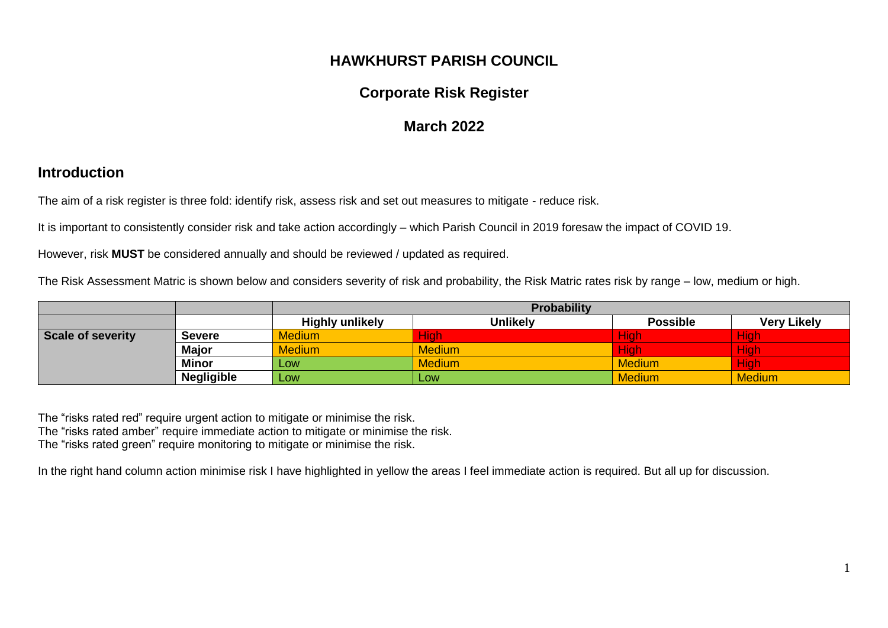# HAWKHURST PARISH COUNCIL

## Corporate Risk Register

## March 2022

## Introduction

The aim of a risk register is three fold: identify risk, assess risk and set out measures to mitigate - reduce risk.

It is important to consistently consider risk and take action accordingly – which Parish Council in 2019 foresaw the impact of COVID 19.

However, risk **MUST** be considered annually and should be reviewed / updated as required.

The Risk Assessment Matric is shown below and considers severity of risk and probability, the Risk Matric rates risk by range – low, medium or high.

| | | **Probability** | | | |
|---|---|---|---|---|---|
| | | **Highly unlikely** | **Unlikely** | **Possible** | **Very Likely** |
| **Scale of severity** | **Severe** | Medium | High | High | High |
| | **Major** | Medium | Medium | High | High |
| | **Minor** | Low | Medium | Medium | High |
| | **Negligible** | Low | Low | Medium | Medium |

The "risks rated red" require urgent action to mitigate or minimise the risk.
The "risks rated amber" require immediate action to mitigate or minimise the risk.
The "risks rated green" require monitoring to mitigate or minimise the risk.

In the right hand column action minimise risk I have highlighted in yellow the areas I feel immediate action is required. But all up for discussion.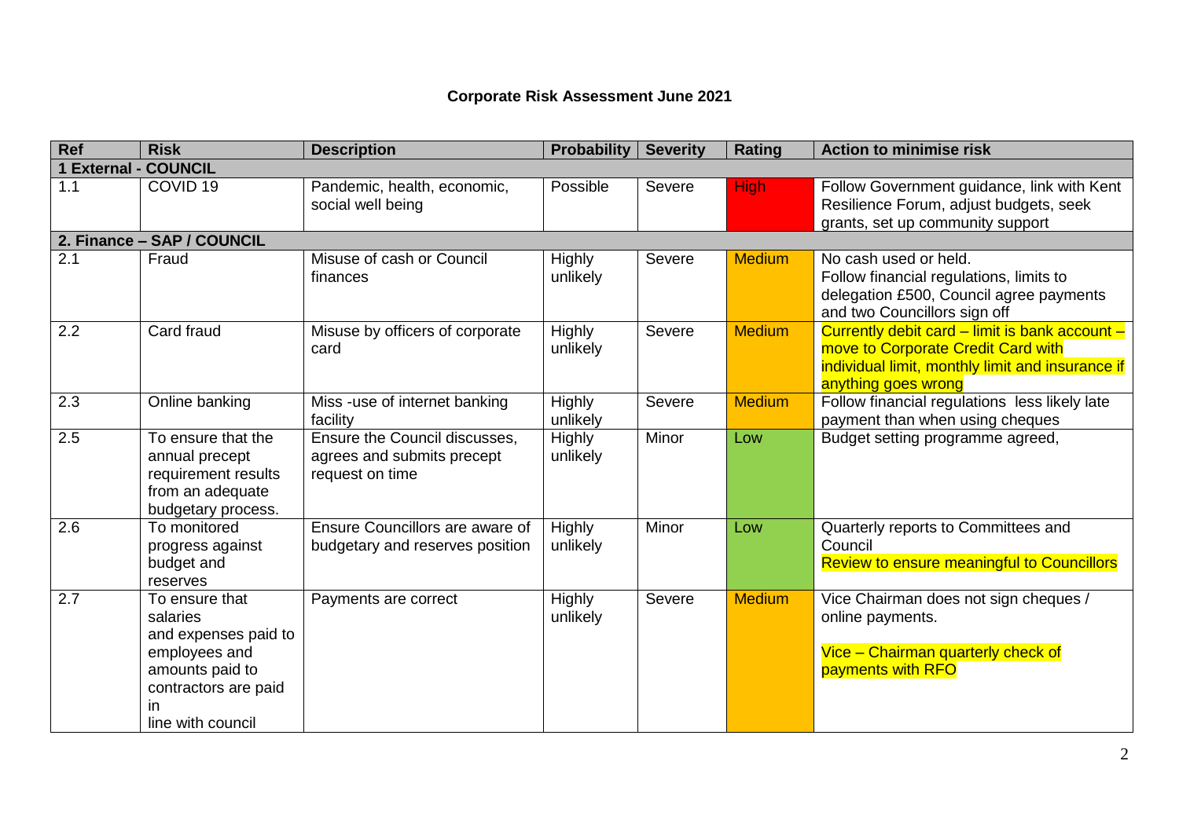**Corporate Risk Assessment June 2021**

| Ref | Risk | Description | Probability | Severity | Rating | Action to minimise risk |
|---|---|---|---|---|---|---|
| **1 External - COUNCIL** | | | | | | |
| 1.1 | COVID 19 | Pandemic, health, economic, social well being | Possible | Severe | High | Follow Government guidance, link with Kent Resilience Forum, adjust budgets, seek grants, set up community support |
| **2. Finance – SAP / COUNCIL** | | | | | | |
| 2.1 | Fraud | Misuse of cash or Council finances | Highly unlikely | Severe | Medium | No cash used or held. Follow financial regulations, limits to delegation £500, Council agree payments and two Councillors sign off |
| 2.2 | Card fraud | Misuse by officers of corporate card | Highly unlikely | Severe | Medium | Currently debit card – limit is bank account – move to Corporate Credit Card with individual limit, monthly limit and insurance if anything goes wrong |
| 2.3 | Online banking | Miss -use of internet banking facility | Highly unlikely | Severe | Medium | Follow financial regulations less likely late payment than when using cheques |
| 2.5 | To ensure that the annual precept requirement results from an adequate budgetary process. | Ensure the Council discusses, agrees and submits precept request on time | Highly unlikely | Minor | Low | Budget setting programme agreed, |
| 2.6 | To monitored progress against budget and reserves | Ensure Councillors are aware of budgetary and reserves position | Highly unlikely | Minor | Low | Quarterly reports to Committees and Council<br>Review to ensure meaningful to Councillors |
| 2.7 | To ensure that salaries and expenses paid to employees and amounts paid to contractors are paid in line with council | Payments are correct | Highly unlikely | Severe | Medium | Vice Chairman does not sign cheques / online payments.<br><br>Vice – Chairman quarterly check of payments with RFO |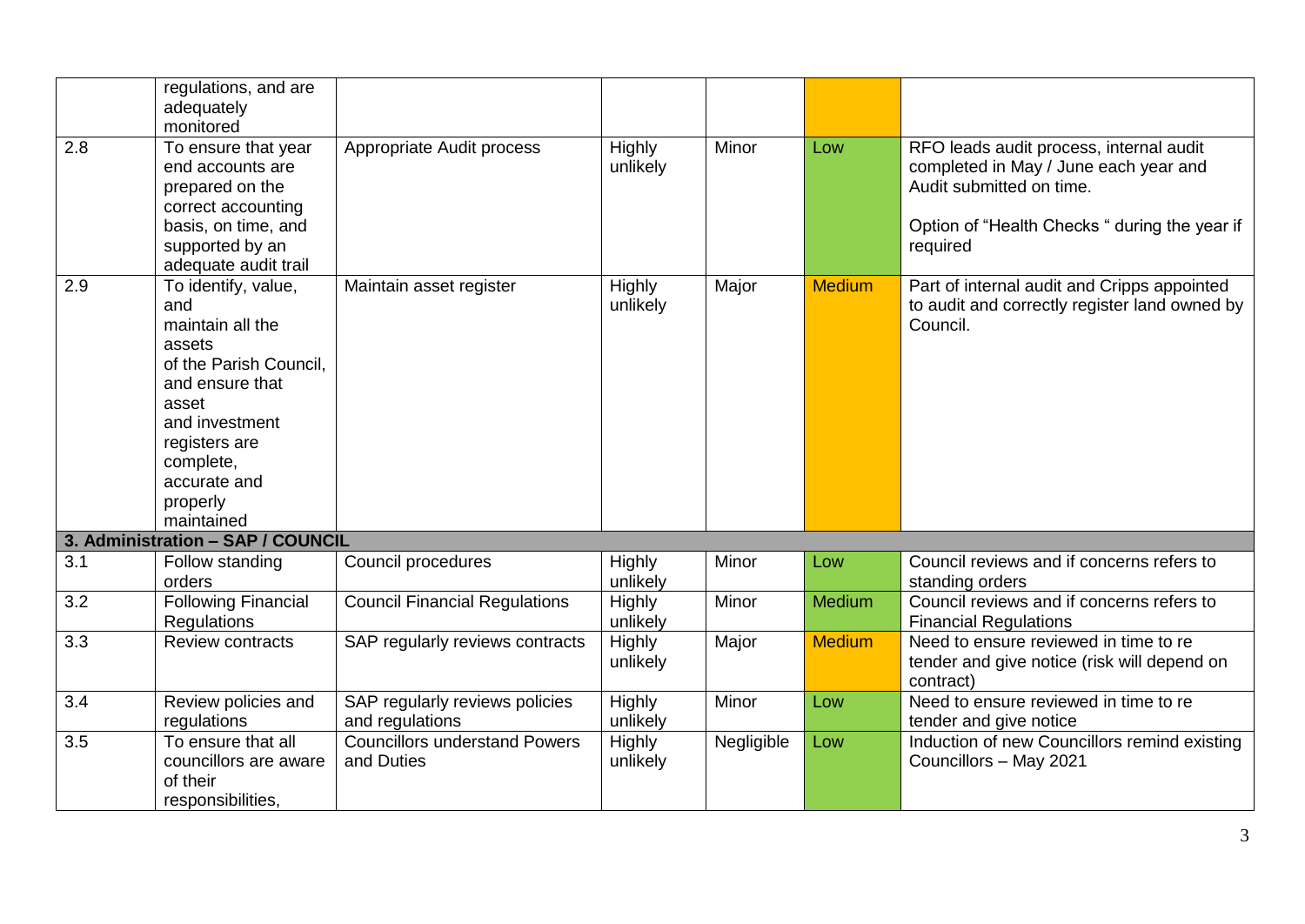|  |  |  |  |  |  |  |
|---|---|---|---|---|---|---|
|  | regulations, and are adequately monitored |  |  |  |  |  |
| 2.8 | To ensure that year end accounts are prepared on the correct accounting basis, on time, and supported by an adequate audit trail | Appropriate Audit process | Highly unlikely | Minor | Low | RFO leads audit process, internal audit completed in May / June each year and Audit submitted on time.<br><br>Option of "Health Checks " during the year if required |
| 2.9 | To identify, value, and maintain all the assets of the Parish Council, and ensure that asset and investment registers are complete, accurate and properly maintained | Maintain asset register | Highly unlikely | Major | Medium | Part of internal audit and Cripps appointed to audit and correctly register land owned by Council. |
| **3. Administration – SAP / COUNCIL** |  |  |  |  |  |  |
| 3.1 | Follow standing orders | Council procedures | Highly unlikely | Minor | Low | Council reviews and if concerns refers to standing orders |
| 3.2 | Following Financial Regulations | Council Financial Regulations | Highly unlikely | Minor | Medium | Council reviews and if concerns refers to Financial Regulations |
| 3.3 | Review contracts | SAP regularly reviews contracts | Highly unlikely | Major | Medium | Need to ensure reviewed in time to re tender and give notice (risk will depend on contract) |
| 3.4 | Review policies and regulations | SAP regularly reviews policies and regulations | Highly unlikely | Minor | Low | Need to ensure reviewed in time to re tender and give notice |
| 3.5 | To ensure that all councillors are aware of their responsibilities, | Councillors understand Powers and Duties | Highly unlikely | Negligible | Low | Induction of new Councillors remind existing Councillors – May 2021 |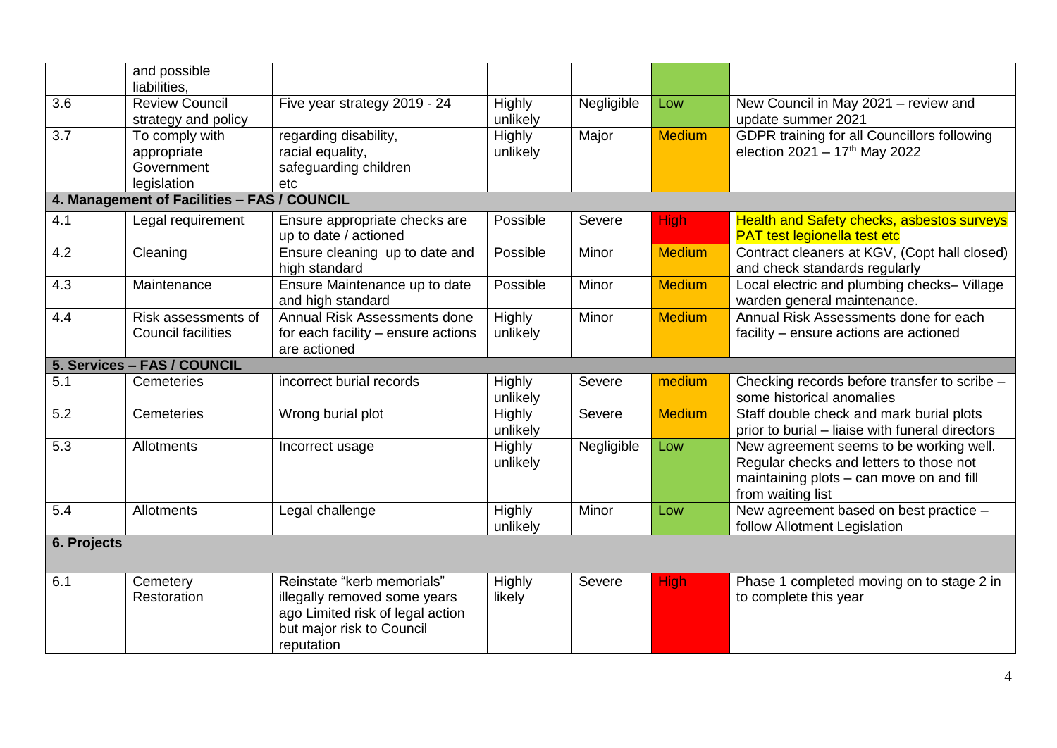| | | | | | | |
|---|---|---|---|---|---|---|
| | and possible liabilities, | | | | | |
| 3.6 | Review Council strategy and policy | Five year strategy 2019 - 24 | Highly unlikely | Negligible | Low | New Council in May 2021 – review and update summer 2021 |
| 3.7 | To comply with appropriate Government legislation | regarding disability, racial equality, safeguarding children etc | Highly unlikely | Major | Medium | GDPR training for all Councillors following election 2021 – 17th May 2022 |
| **4. Management of Facilities – FAS / COUNCIL** | | | | | | |
| 4.1 | Legal requirement | Ensure appropriate checks are up to date / actioned | Possible | Severe | High | Health and Safety checks, asbestos surveys PAT test legionella test etc |
| 4.2 | Cleaning | Ensure cleaning up to date and high standard | Possible | Minor | Medium | Contract cleaners at KGV, (Copt hall closed) and check standards regularly |
| 4.3 | Maintenance | Ensure Maintenance up to date and high standard | Possible | Minor | Medium | Local electric and plumbing checks– Village warden general maintenance. |
| 4.4 | Risk assessments of Council facilities | Annual Risk Assessments done for each facility – ensure actions are actioned | Highly unlikely | Minor | Medium | Annual Risk Assessments done for each facility – ensure actions are actioned |
| **5. Services – FAS / COUNCIL** | | | | | | |
| 5.1 | Cemeteries | incorrect burial records | Highly unlikely | Severe | medium | Checking records before transfer to scribe – some historical anomalies |
| 5.2 | Cemeteries | Wrong burial plot | Highly unlikely | Severe | Medium | Staff double check and mark burial plots prior to burial – liaise with funeral directors |
| 5.3 | Allotments | Incorrect usage | Highly unlikely | Negligible | Low | New agreement seems to be working well. Regular checks and letters to those not maintaining plots – can move on and fill from waiting list |
| 5.4 | Allotments | Legal challenge | Highly unlikely | Minor | Low | New agreement based on best practice – follow Allotment Legislation |
| **6. Projects** | | | | | | |
| 6.1 | Cemetery Restoration | Reinstate "kerb memorials" illegally removed some years ago Limited risk of legal action but major risk to Council reputation | Highly likely | Severe | High | Phase 1 completed moving on to stage 2 in to complete this year |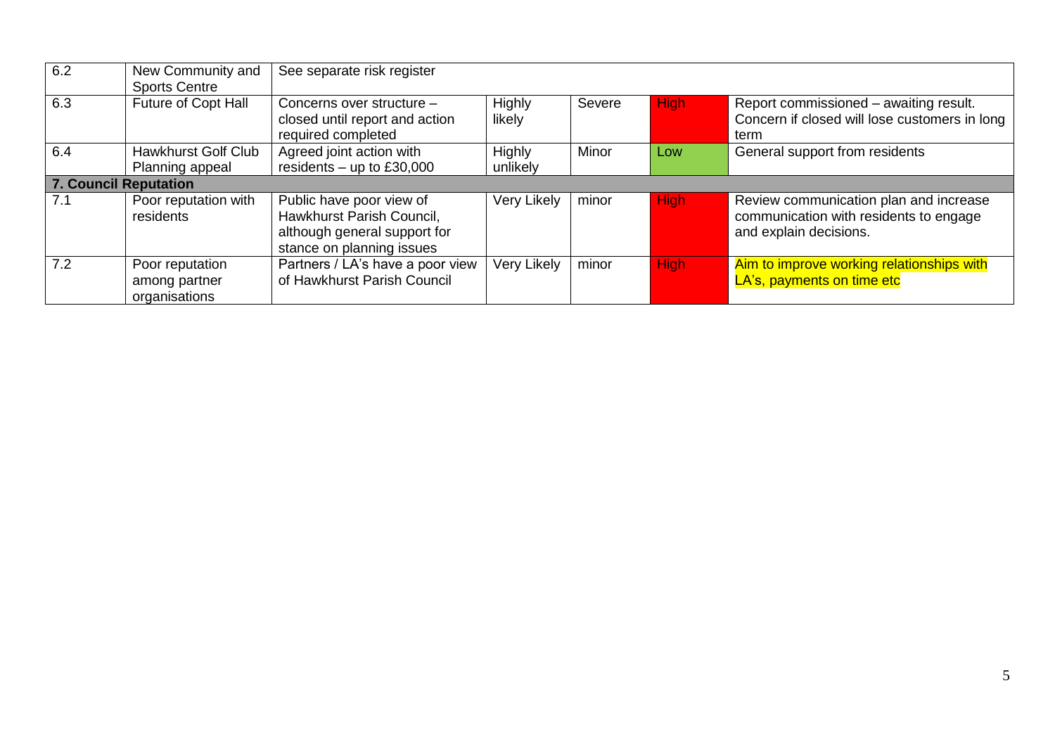| | | | | | | |
|---|---|---|---|---|---|---|
| 6.2 | New Community and Sports Centre | See separate risk register | | | | |
| 6.3 | Future of Copt Hall | Concerns over structure – closed until report and action required completed | Highly likely | Severe | High | Report commissioned – awaiting result. Concern if closed will lose customers in long term |
| 6.4 | Hawkhurst Golf Club Planning appeal | Agreed joint action with residents – up to £30,000 | Highly unlikely | Minor | Low | General support from residents |
| **7. Council Reputation** | | | | | | |
| 7.1 | Poor reputation with residents | Public have poor view of Hawkhurst Parish Council, although general support for stance on planning issues | Very Likely | minor | High | Review communication plan and increase communication with residents to engage and explain decisions. |
| 7.2 | Poor reputation among partner organisations | Partners / LA's have a poor view of Hawkhurst Parish Council | Very Likely | minor | High | Aim to improve working relationships with LA's, payments on time etc |